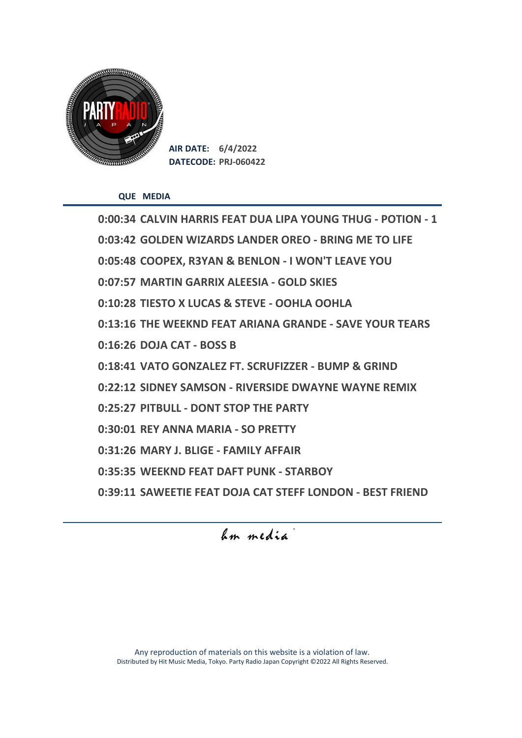**AIR DATE:** 6/4/2022
**DATECODE:** PRJ-060422

| QUE | MEDIA |
|---|---|
| 0:00:34 | CALVIN HARRIS FEAT DUA LIPA YOUNG THUG - POTION - 1 |
| 0:03:42 | GOLDEN WIZARDS LANDER OREO - BRING ME TO LIFE |
| 0:05:48 | COOPEX, R3YAN & BENLON - I WON'T LEAVE YOU |
| 0:07:57 | MARTIN GARRIX ALEESIA - GOLD SKIES |
| 0:10:28 | TIESTO X LUCAS & STEVE - OOHLA OOHLA |
| 0:13:16 | THE WEEKND FEAT ARIANA GRANDE - SAVE YOUR TEARS |
| 0:16:26 | DOJA CAT - BOSS B |
| 0:18:41 | VATO GONZALEZ FT. SCRUFIZZER - BUMP & GRIND |
| 0:22:12 | SIDNEY SAMSON - RIVERSIDE DWAYNE WAYNE REMIX |
| 0:25:27 | PITBULL - DONT STOP THE PARTY |
| 0:30:01 | REY ANNA MARIA - SO PRETTY |
| 0:31:26 | MARY J. BLIGE - FAMILY AFFAIR |
| 0:35:35 | WEEKND FEAT DAFT PUNK - STARBOY |
| 0:39:11 | SAWEETIE FEAT DOJA CAT STEFF LONDON - BEST FRIEND |

hm media

Any reproduction of materials on this website is a violation of law.
Distributed by Hit Music Media, Tokyo. Party Radio Japan Copyright ©2022 All Rights Reserved.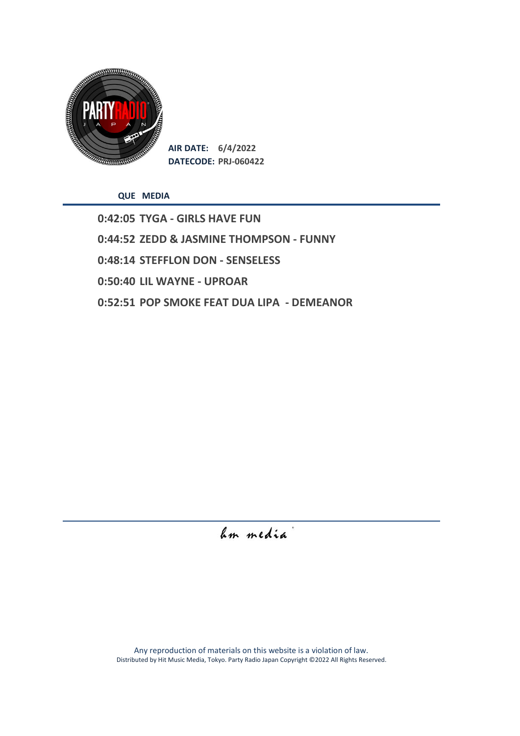**AIR DATE:** 6/4/2022
**DATECODE:** PRJ-060422

| QUE | MEDIA |
|---|---|
| 0:42:05 | TYGA - GIRLS HAVE FUN |
| 0:44:52 | ZEDD & JASMINE THOMPSON - FUNNY |
| 0:48:14 | STEFFLON DON - SENSELESS |
| 0:50:40 | LIL WAYNE - UPROAR |
| 0:52:51 | POP SMOKE FEAT DUA LIPA - DEMEANOR |

hm media

Any reproduction of materials on this website is a violation of law.
Distributed by Hit Music Media, Tokyo. Party Radio Japan Copyright ©2022 All Rights Reserved.